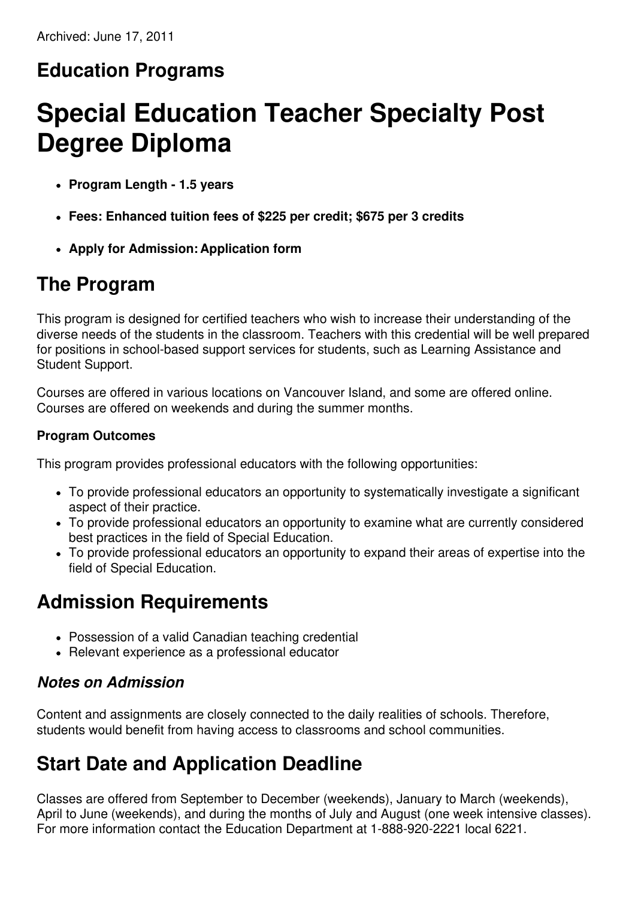Archived: June 17, 2011

## Education Programs

# Special Education Teacher Specialty Post Degree Diploma

- **Program Length - 1.5 years**
- **Fees: Enhanced tuition fees of $225 per credit; $675 per 3 credits**
- **Apply for Admission: Application form**

## The Program

This program is designed for certified teachers who wish to increase their understanding of the diverse needs of the students in the classroom. Teachers with this credential will be well prepared for positions in school-based support services for students, such as Learning Assistance and Student Support.

Courses are offered in various locations on Vancouver Island, and some are offered online. Courses are offered on weekends and during the summer months.

#### Program Outcomes

This program provides professional educators with the following opportunities:

- To provide professional educators an opportunity to systematically investigate a significant aspect of their practice.
- To provide professional educators an opportunity to examine what are currently considered best practices in the field of Special Education.
- To provide professional educators an opportunity to expand their areas of expertise into the field of Special Education.

## Admission Requirements

- Possession of a valid Canadian teaching credential
- Relevant experience as a professional educator

### *Notes on Admission*

Content and assignments are closely connected to the daily realities of schools. Therefore, students would benefit from having access to classrooms and school communities.

## Start Date and Application Deadline

Classes are offered from September to December (weekends), January to March (weekends), April to June (weekends), and during the months of July and August (one week intensive classes). For more information contact the Education Department at 1-888-920-2221 local 6221.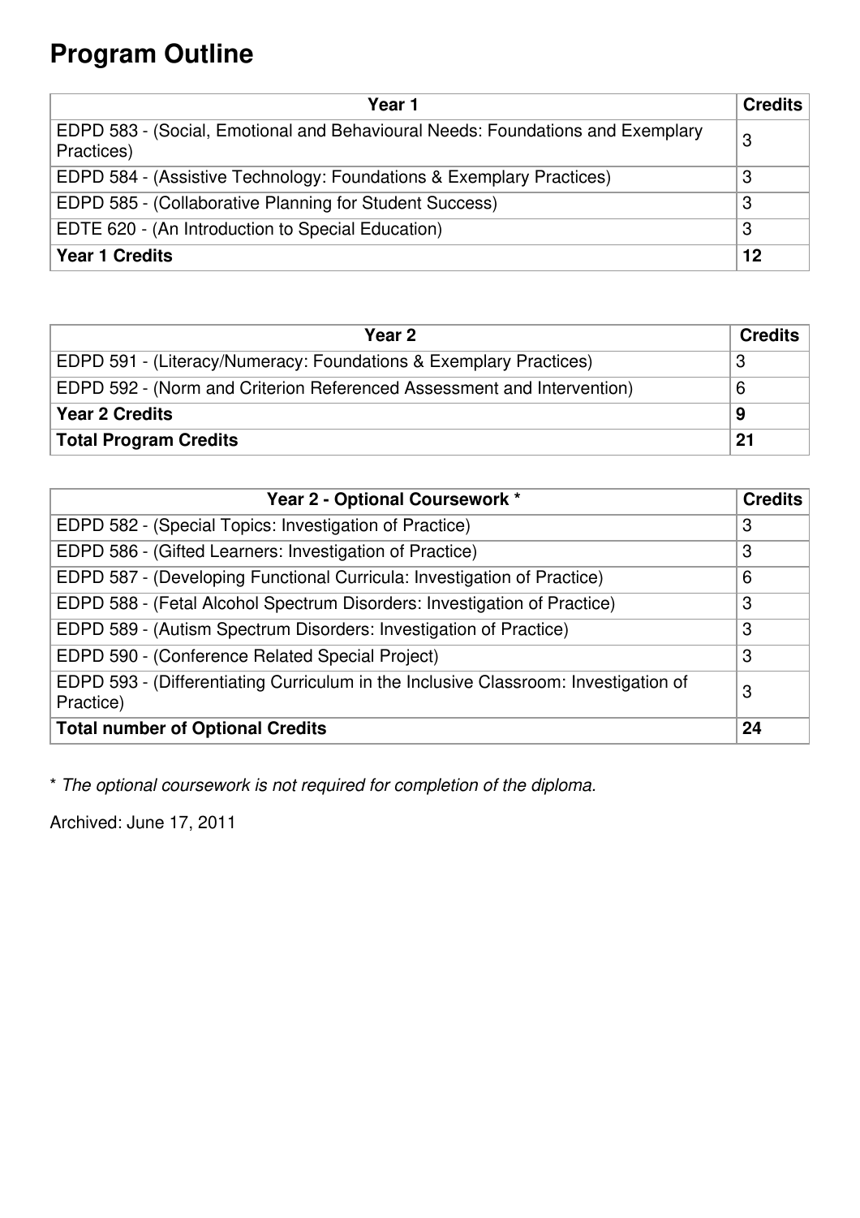# Program Outline

| Year 1 | Credits |
|---|---|
| EDPD 583 - (Social, Emotional and Behavioural Needs: Foundations and Exemplary Practices) | 3 |
| EDPD 584 - (Assistive Technology: Foundations & Exemplary Practices) | 3 |
| EDPD 585 - (Collaborative Planning for Student Success) | 3 |
| EDTE 620 - (An Introduction to Special Education) | 3 |
| **Year 1 Credits** | **12** |

| Year 2 | Credits |
|---|---|
| EDPD 591 - (Literacy/Numeracy: Foundations & Exemplary Practices) | 3 |
| EDPD 592 - (Norm and Criterion Referenced Assessment and Intervention) | 6 |
| **Year 2 Credits** | **9** |
| **Total Program Credits** | **21** |

| Year 2 - Optional Coursework * | Credits |
|---|---|
| EDPD 582 - (Special Topics: Investigation of Practice) | 3 |
| EDPD 586 - (Gifted Learners: Investigation of Practice) | 3 |
| EDPD 587 - (Developing Functional Curricula: Investigation of Practice) | 6 |
| EDPD 588 - (Fetal Alcohol Spectrum Disorders: Investigation of Practice) | 3 |
| EDPD 589 - (Autism Spectrum Disorders: Investigation of Practice) | 3 |
| EDPD 590 - (Conference Related Special Project) | 3 |
| EDPD 593 - (Differentiating Curriculum in the Inclusive Classroom: Investigation of Practice) | 3 |
| **Total number of Optional Credits** | **24** |

\* *The optional coursework is not required for completion of the diploma.*

Archived: June 17, 2011